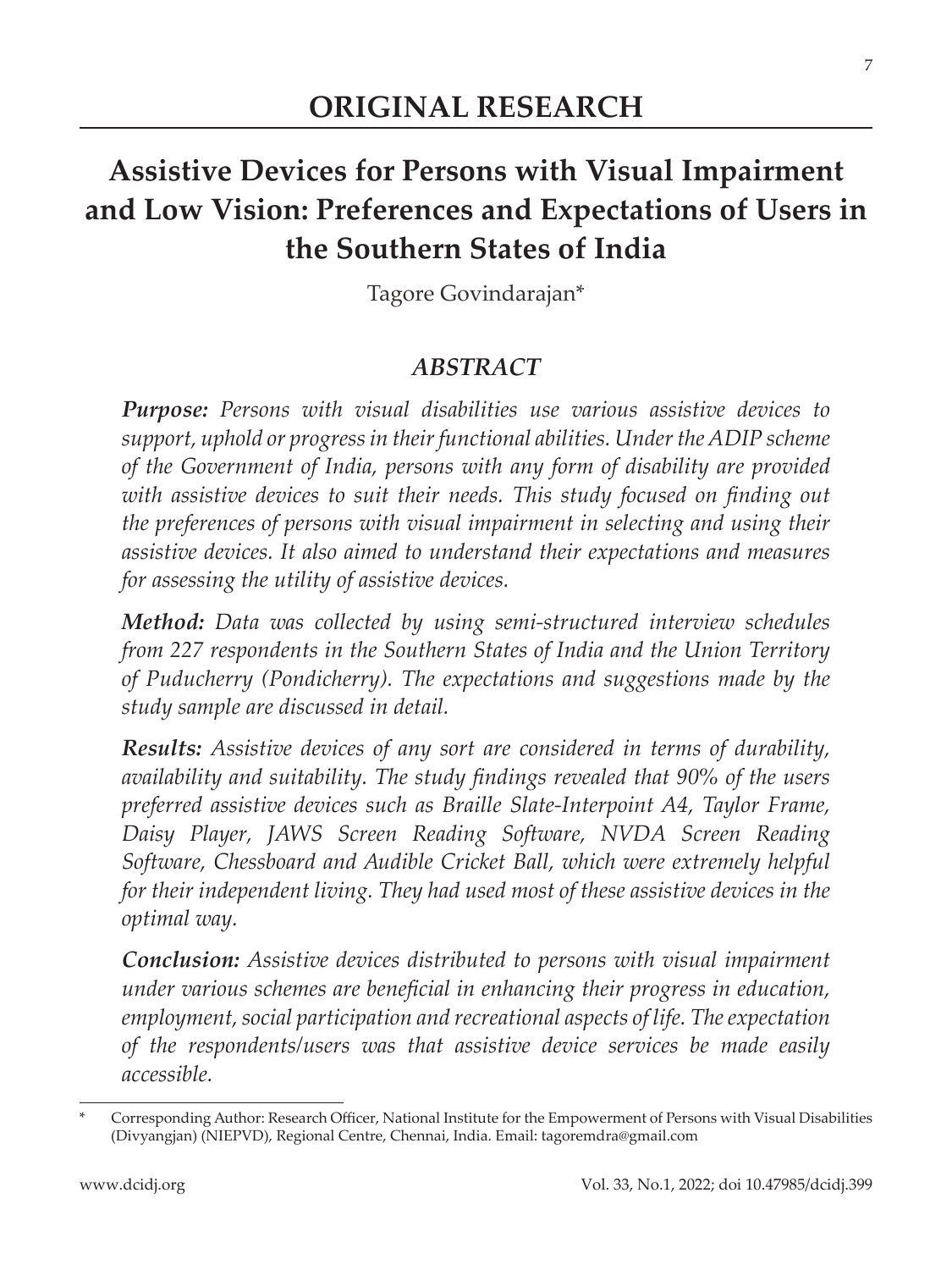# ORIGINAL RESEARCH

## Assistive Devices for Persons with Visual Impairment and Low Vision: Preferences and Expectations of Users in the Southern States of India

Tagore Govindarajan*

### *ABSTRACT*

***Purpose:*** *Persons with visual disabilities use various assistive devices to support, uphold or progress in their functional abilities. Under the ADIP scheme of the Government of India, persons with any form of disability are provided with assistive devices to suit their needs. This study focused on finding out the preferences of persons with visual impairment in selecting and using their assistive devices. It also aimed to understand their expectations and measures for assessing the utility of assistive devices.*

***Method:*** *Data was collected by using semi-structured interview schedules from 227 respondents in the Southern States of India and the Union Territory of Puducherry (Pondicherry). The expectations and suggestions made by the study sample are discussed in detail.*

***Results:*** *Assistive devices of any sort are considered in terms of durability, availability and suitability. The study findings revealed that 90% of the users preferred assistive devices such as Braille Slate-Interpoint A4, Taylor Frame, Daisy Player, JAWS Screen Reading Software, NVDA Screen Reading Software, Chessboard and Audible Cricket Ball, which were extremely helpful for their independent living. They had used most of these assistive devices in the optimal way.*

***Conclusion:*** *Assistive devices distributed to persons with visual impairment under various schemes are beneficial in enhancing their progress in education, employment, social participation and recreational aspects of life. The expectation of the respondents/users was that assistive device services be made easily accessible.*

---

\* Corresponding Author: Research Officer, National Institute for the Empowerment of Persons with Visual Disabilities (Divyangjan) (NIEPVD), Regional Centre, Chennai, India. Email: tagoremdra@gmail.com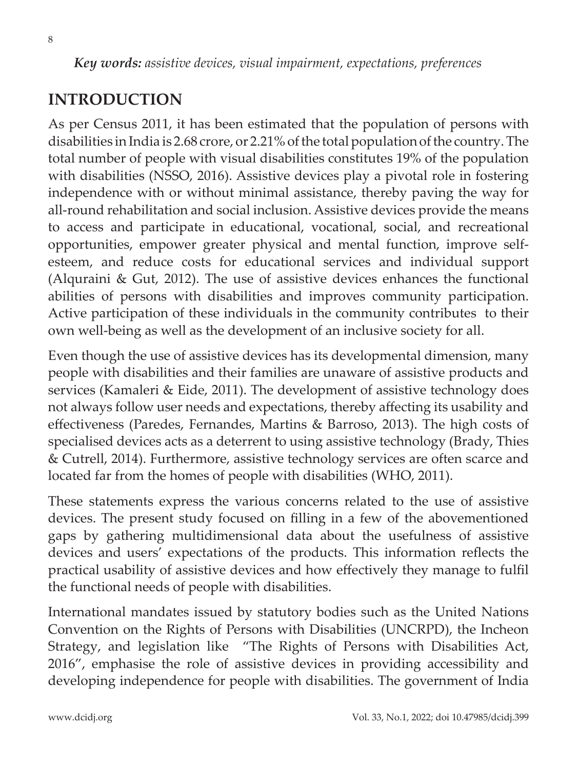***Key words:*** *assistive devices, visual impairment, expectations, preferences*

## INTRODUCTION

As per Census 2011, it has been estimated that the population of persons with disabilities in India is 2.68 crore, or 2.21% of the total population of the country. The total number of people with visual disabilities constitutes 19% of the population with disabilities (NSSO, 2016). Assistive devices play a pivotal role in fostering independence with or without minimal assistance, thereby paving the way for all-round rehabilitation and social inclusion. Assistive devices provide the means to access and participate in educational, vocational, social, and recreational opportunities, empower greater physical and mental function, improve self-esteem, and reduce costs for educational services and individual support (Alquraini & Gut, 2012). The use of assistive devices enhances the functional abilities of persons with disabilities and improves community participation. Active participation of these individuals in the community contributes to their own well-being as well as the development of an inclusive society for all.

Even though the use of assistive devices has its developmental dimension, many people with disabilities and their families are unaware of assistive products and services (Kamaleri & Eide, 2011). The development of assistive technology does not always follow user needs and expectations, thereby affecting its usability and effectiveness (Paredes, Fernandes, Martins & Barroso, 2013). The high costs of specialised devices acts as a deterrent to using assistive technology (Brady, Thies & Cutrell, 2014). Furthermore, assistive technology services are often scarce and located far from the homes of people with disabilities (WHO, 2011).

These statements express the various concerns related to the use of assistive devices. The present study focused on filling in a few of the abovementioned gaps by gathering multidimensional data about the usefulness of assistive devices and users' expectations of the products. This information reflects the practical usability of assistive devices and how effectively they manage to fulfil the functional needs of people with disabilities.

International mandates issued by statutory bodies such as the United Nations Convention on the Rights of Persons with Disabilities (UNCRPD), the Incheon Strategy, and legislation like "The Rights of Persons with Disabilities Act, 2016", emphasise the role of assistive devices in providing accessibility and developing independence for people with disabilities. The government of India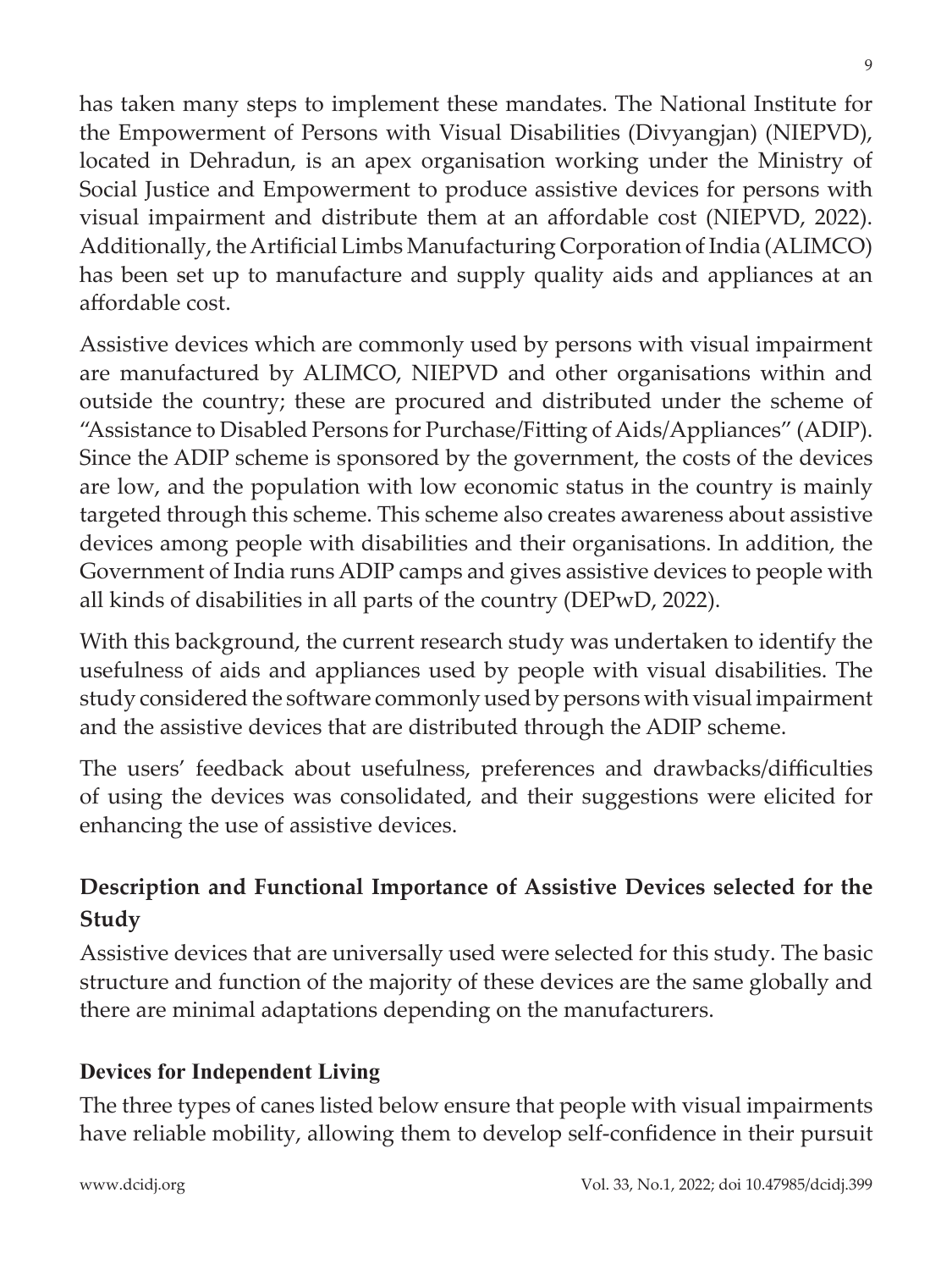has taken many steps to implement these mandates. The National Institute for the Empowerment of Persons with Visual Disabilities (Divyangjan) (NIEPVD), located in Dehradun, is an apex organisation working under the Ministry of Social Justice and Empowerment to produce assistive devices for persons with visual impairment and distribute them at an affordable cost (NIEPVD, 2022). Additionally, the Artificial Limbs Manufacturing Corporation of India (ALIMCO) has been set up to manufacture and supply quality aids and appliances at an affordable cost.

Assistive devices which are commonly used by persons with visual impairment are manufactured by ALIMCO, NIEPVD and other organisations within and outside the country; these are procured and distributed under the scheme of "Assistance to Disabled Persons for Purchase/Fitting of Aids/Appliances" (ADIP). Since the ADIP scheme is sponsored by the government, the costs of the devices are low, and the population with low economic status in the country is mainly targeted through this scheme. This scheme also creates awareness about assistive devices among people with disabilities and their organisations. In addition, the Government of India runs ADIP camps and gives assistive devices to people with all kinds of disabilities in all parts of the country (DEPwD, 2022).

With this background, the current research study was undertaken to identify the usefulness of aids and appliances used by people with visual disabilities. The study considered the software commonly used by persons with visual impairment and the assistive devices that are distributed through the ADIP scheme.

The users' feedback about usefulness, preferences and drawbacks/difficulties of using the devices was consolidated, and their suggestions were elicited for enhancing the use of assistive devices.

## Description and Functional Importance of Assistive Devices selected for the Study

Assistive devices that are universally used were selected for this study. The basic structure and function of the majority of these devices are the same globally and there are minimal adaptations depending on the manufacturers.

### Devices for Independent Living

The three types of canes listed below ensure that people with visual impairments have reliable mobility, allowing them to develop self-confidence in their pursuit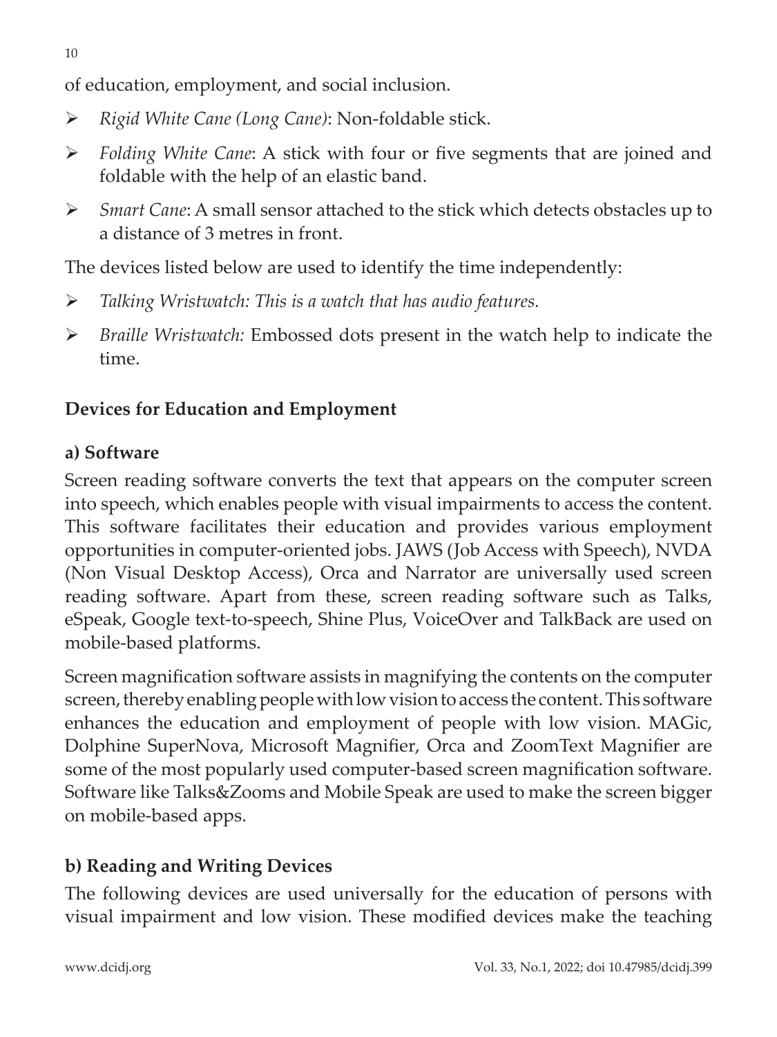of education, employment, and social inclusion.

- *Rigid White Cane (Long Cane)*: Non-foldable stick.
- *Folding White Cane*: A stick with four or five segments that are joined and foldable with the help of an elastic band.
- *Smart Cane*: A small sensor attached to the stick which detects obstacles up to a distance of 3 metres in front.

The devices listed below are used to identify the time independently:

- *Talking Wristwatch: This is a watch that has audio features.*
- *Braille Wristwatch:* Embossed dots present in the watch help to indicate the time.

### Devices for Education and Employment

#### a) Software

Screen reading software converts the text that appears on the computer screen into speech, which enables people with visual impairments to access the content. This software facilitates their education and provides various employment opportunities in computer-oriented jobs. JAWS (Job Access with Speech), NVDA (Non Visual Desktop Access), Orca and Narrator are universally used screen reading software. Apart from these, screen reading software such as Talks, eSpeak, Google text-to-speech, Shine Plus, VoiceOver and TalkBack are used on mobile-based platforms.

Screen magnification software assists in magnifying the contents on the computer screen, thereby enabling people with low vision to access the content. This software enhances the education and employment of people with low vision. MAGic, Dolphine SuperNova, Microsoft Magnifier, Orca and ZoomText Magnifier are some of the most popularly used computer-based screen magnification software. Software like Talks&Zooms and Mobile Speak are used to make the screen bigger on mobile-based apps.

#### b) Reading and Writing Devices

The following devices are used universally for the education of persons with visual impairment and low vision. These modified devices make the teaching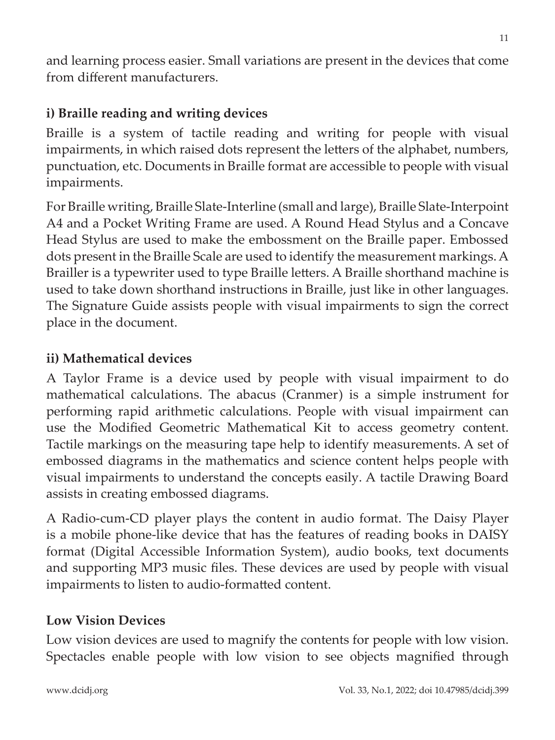and learning process easier. Small variations are present in the devices that come from different manufacturers.

### i) Braille reading and writing devices

Braille is a system of tactile reading and writing for people with visual impairments, in which raised dots represent the letters of the alphabet, numbers, punctuation, etc. Documents in Braille format are accessible to people with visual impairments.

For Braille writing, Braille Slate-Interline (small and large), Braille Slate-Interpoint A4 and a Pocket Writing Frame are used. A Round Head Stylus and a Concave Head Stylus are used to make the embossment on the Braille paper. Embossed dots present in the Braille Scale are used to identify the measurement markings. A Brailler is a typewriter used to type Braille letters. A Braille shorthand machine is used to take down shorthand instructions in Braille, just like in other languages. The Signature Guide assists people with visual impairments to sign the correct place in the document.

### ii) Mathematical devices

A Taylor Frame is a device used by people with visual impairment to do mathematical calculations. The abacus (Cranmer) is a simple instrument for performing rapid arithmetic calculations. People with visual impairment can use the Modified Geometric Mathematical Kit to access geometry content. Tactile markings on the measuring tape help to identify measurements. A set of embossed diagrams in the mathematics and science content helps people with visual impairments to understand the concepts easily. A tactile Drawing Board assists in creating embossed diagrams.

A Radio-cum-CD player plays the content in audio format. The Daisy Player is a mobile phone-like device that has the features of reading books in DAISY format (Digital Accessible Information System), audio books, text documents and supporting MP3 music files. These devices are used by people with visual impairments to listen to audio-formatted content.

### Low Vision Devices

Low vision devices are used to magnify the contents for people with low vision. Spectacles enable people with low vision to see objects magnified through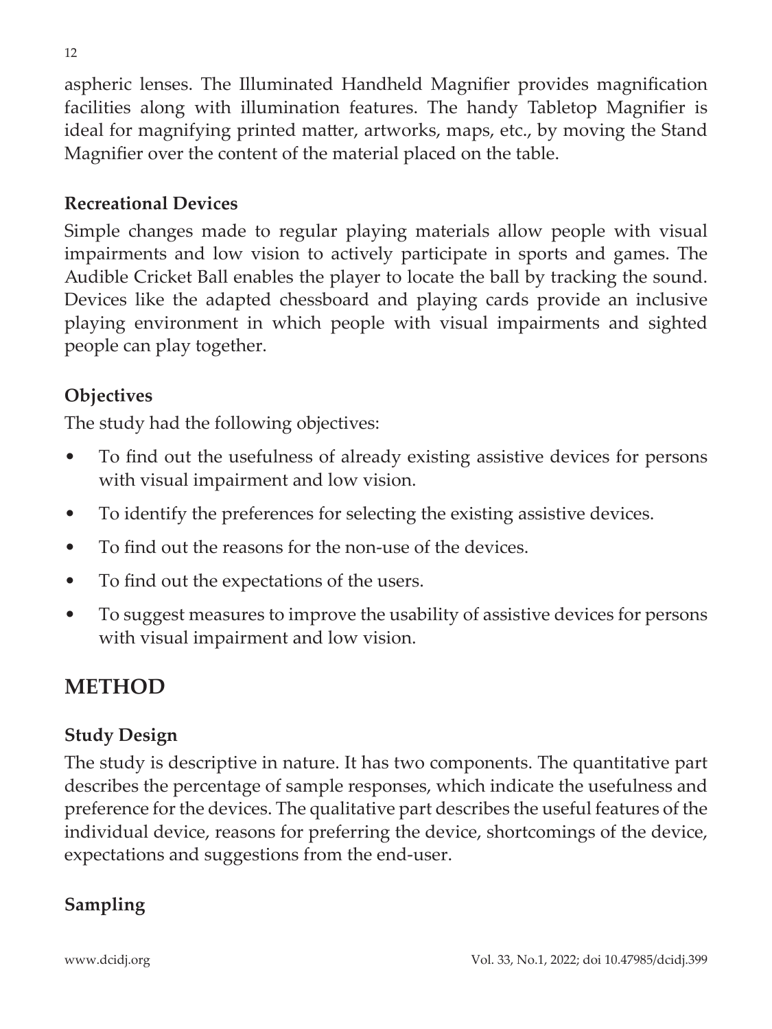aspheric lenses. The Illuminated Handheld Magnifier provides magnification facilities along with illumination features. The handy Tabletop Magnifier is ideal for magnifying printed matter, artworks, maps, etc., by moving the Stand Magnifier over the content of the material placed on the table.

### Recreational Devices

Simple changes made to regular playing materials allow people with visual impairments and low vision to actively participate in sports and games. The Audible Cricket Ball enables the player to locate the ball by tracking the sound. Devices like the adapted chessboard and playing cards provide an inclusive playing environment in which people with visual impairments and sighted people can play together.

### Objectives

The study had the following objectives:

- To find out the usefulness of already existing assistive devices for persons with visual impairment and low vision.
- To identify the preferences for selecting the existing assistive devices.
- To find out the reasons for the non-use of the devices.
- To find out the expectations of the users.
- To suggest measures to improve the usability of assistive devices for persons with visual impairment and low vision.

## METHOD

### Study Design

The study is descriptive in nature. It has two components. The quantitative part describes the percentage of sample responses, which indicate the usefulness and preference for the devices. The qualitative part describes the useful features of the individual device, reasons for preferring the device, shortcomings of the device, expectations and suggestions from the end-user.

### Sampling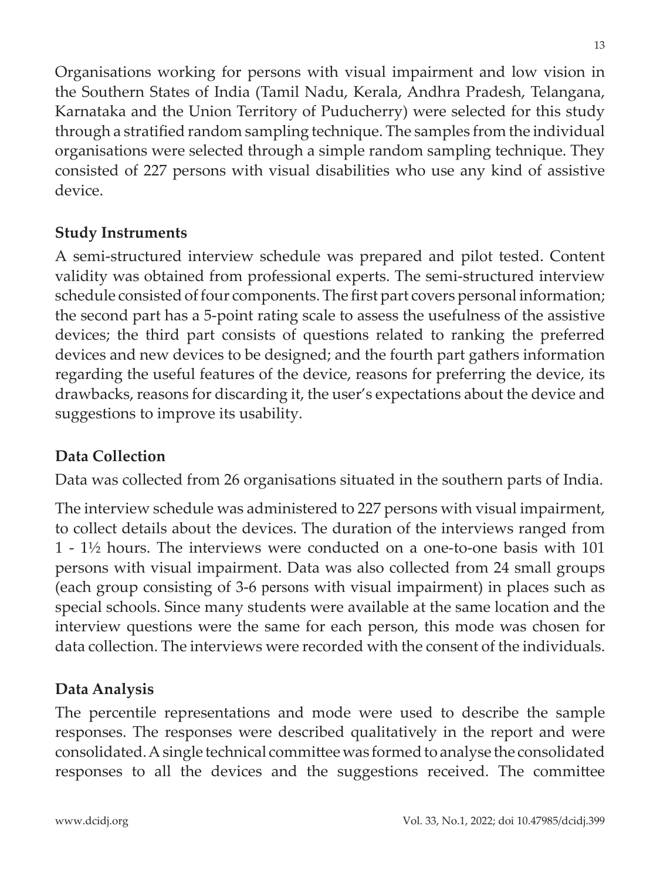Organisations working for persons with visual impairment and low vision in the Southern States of India (Tamil Nadu, Kerala, Andhra Pradesh, Telangana, Karnataka and the Union Territory of Puducherry) were selected for this study through a stratified random sampling technique. The samples from the individual organisations were selected through a simple random sampling technique. They consisted of 227 persons with visual disabilities who use any kind of assistive device.

### Study Instruments

A semi-structured interview schedule was prepared and pilot tested. Content validity was obtained from professional experts. The semi-structured interview schedule consisted of four components. The first part covers personal information; the second part has a 5-point rating scale to assess the usefulness of the assistive devices; the third part consists of questions related to ranking the preferred devices and new devices to be designed; and the fourth part gathers information regarding the useful features of the device, reasons for preferring the device, its drawbacks, reasons for discarding it, the user's expectations about the device and suggestions to improve its usability.

### Data Collection

Data was collected from 26 organisations situated in the southern parts of India.

The interview schedule was administered to 227 persons with visual impairment, to collect details about the devices. The duration of the interviews ranged from 1 - 1½ hours. The interviews were conducted on a one-to-one basis with 101 persons with visual impairment. Data was also collected from 24 small groups (each group consisting of 3-6 persons with visual impairment) in places such as special schools. Since many students were available at the same location and the interview questions were the same for each person, this mode was chosen for data collection. The interviews were recorded with the consent of the individuals.

### Data Analysis

The percentile representations and mode were used to describe the sample responses. The responses were described qualitatively in the report and were consolidated. A single technical committee was formed to analyse the consolidated responses to all the devices and the suggestions received. The committee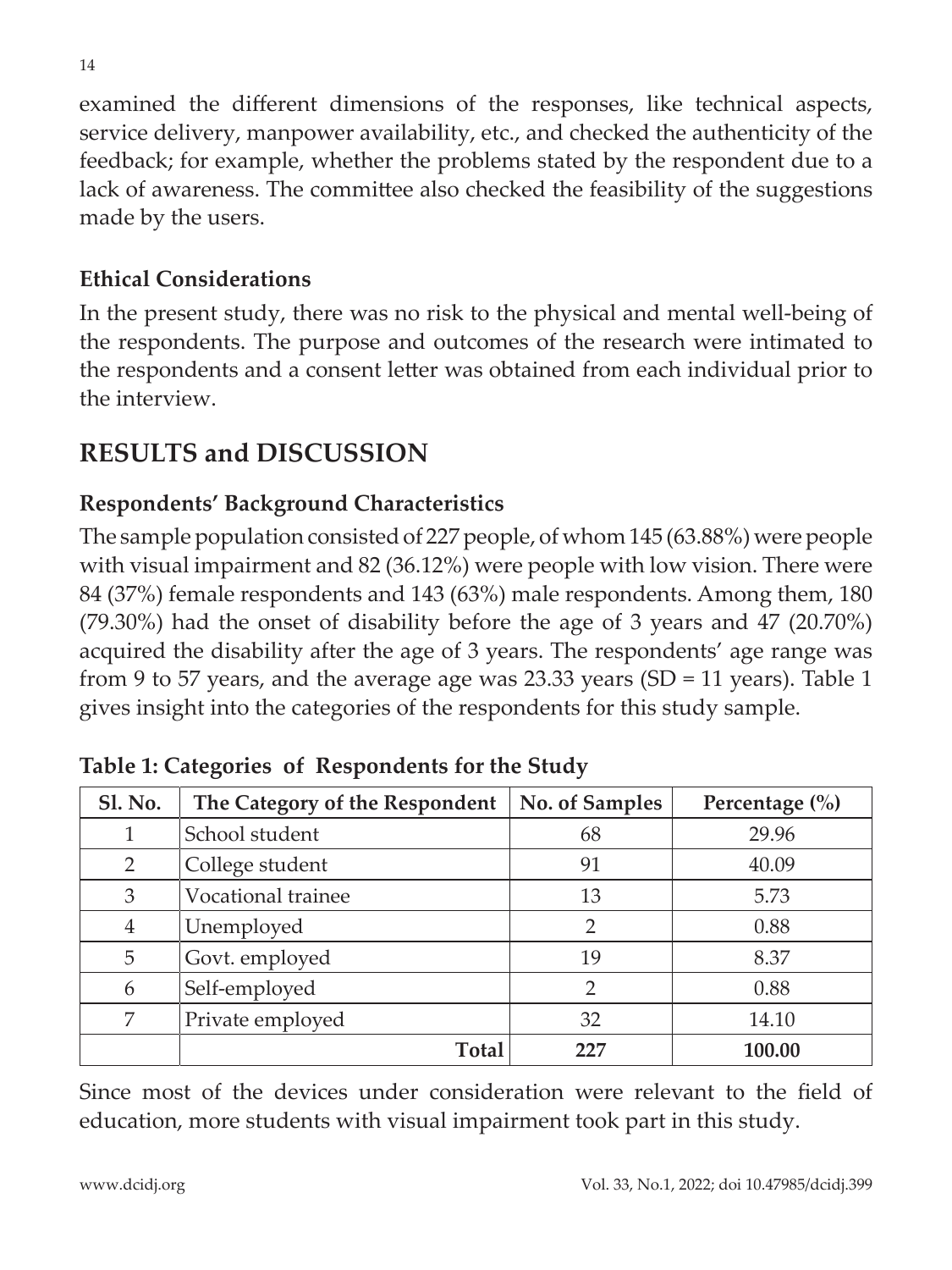examined the different dimensions of the responses, like technical aspects, service delivery, manpower availability, etc., and checked the authenticity of the feedback; for example, whether the problems stated by the respondent due to a lack of awareness. The committee also checked the feasibility of the suggestions made by the users.

### Ethical Considerations

In the present study, there was no risk to the physical and mental well-being of the respondents. The purpose and outcomes of the research were intimated to the respondents and a consent letter was obtained from each individual prior to the interview.

## RESULTS and DISCUSSION

### Respondents' Background Characteristics

The sample population consisted of 227 people, of whom 145 (63.88%) were people with visual impairment and 82 (36.12%) were people with low vision. There were 84 (37%) female respondents and 143 (63%) male respondents. Among them, 180 (79.30%) had the onset of disability before the age of 3 years and 47 (20.70%) acquired the disability after the age of 3 years. The respondents' age range was from 9 to 57 years, and the average age was 23.33 years (SD = 11 years). Table 1 gives insight into the categories of the respondents for this study sample.

**Table 1: Categories of Respondents for the Study**

| Sl. No. | The Category of the Respondent | No. of Samples | Percentage (%) |
|---|---|---|---|
| 1 | School student | 68 | 29.96 |
| 2 | College student | 91 | 40.09 |
| 3 | Vocational trainee | 13 | 5.73 |
| 4 | Unemployed | 2 | 0.88 |
| 5 | Govt. employed | 19 | 8.37 |
| 6 | Self-employed | 2 | 0.88 |
| 7 | Private employed | 32 | 14.10 |
| | **Total** | **227** | **100.00** |

Since most of the devices under consideration were relevant to the field of education, more students with visual impairment took part in this study.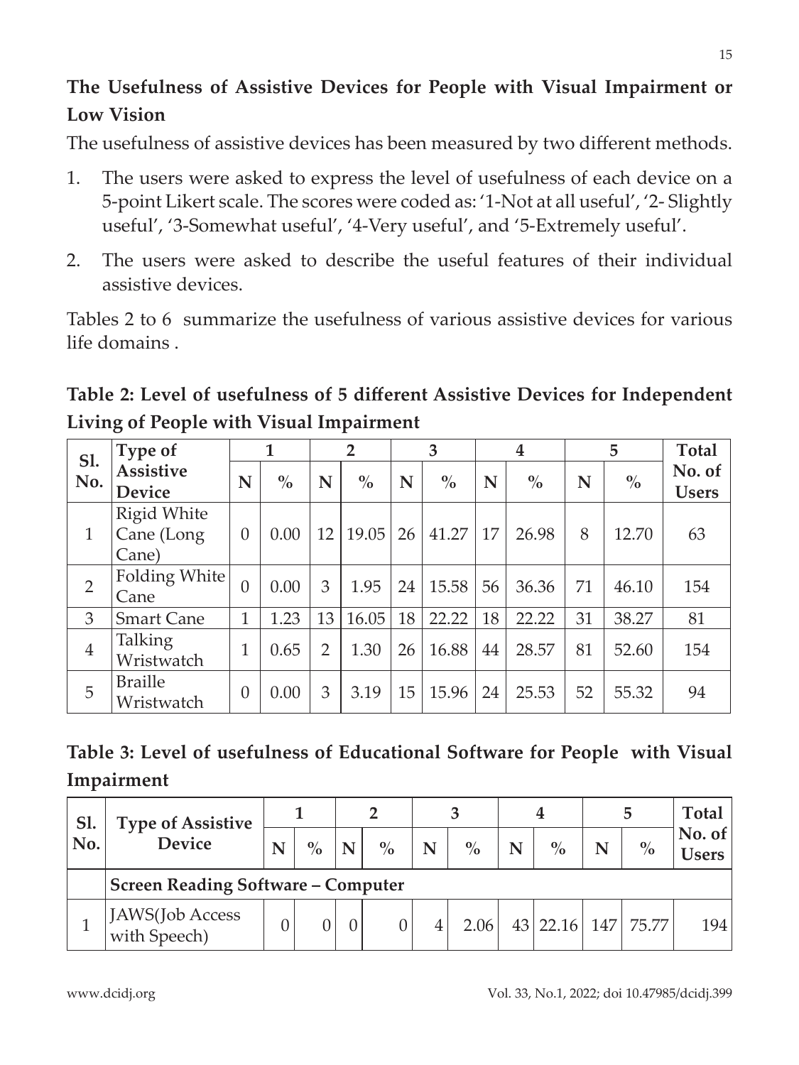## The Usefulness of Assistive Devices for People with Visual Impairment or Low Vision

The usefulness of assistive devices has been measured by two different methods.

1. The users were asked to express the level of usefulness of each device on a 5-point Likert scale. The scores were coded as: '1-Not at all useful', '2- Slightly useful', '3-Somewhat useful', '4-Very useful', and '5-Extremely useful'.
2. The users were asked to describe the useful features of their individual assistive devices.

Tables 2 to 6 summarize the usefulness of various assistive devices for various life domains .

**Table 2: Level of usefulness of 5 different Assistive Devices for Independent Living of People with Visual Impairment**

| Sl. No. | Type of Assistive Device | 1 | | 2 | | 3 | | 4 | | 5 | | Total No. of Users |
|---|---|---|---|---|---|---|---|---|---|---|---|---|
| | | N | % | N | % | N | % | N | % | N | % | |
| 1 | Rigid White Cane (Long Cane) | 0 | 0.00 | 12 | 19.05 | 26 | 41.27 | 17 | 26.98 | 8 | 12.70 | 63 |
| 2 | Folding White Cane | 0 | 0.00 | 3 | 1.95 | 24 | 15.58 | 56 | 36.36 | 71 | 46.10 | 154 |
| 3 | Smart Cane | 1 | 1.23 | 13 | 16.05 | 18 | 22.22 | 18 | 22.22 | 31 | 38.27 | 81 |
| 4 | Talking Wristwatch | 1 | 0.65 | 2 | 1.30 | 26 | 16.88 | 44 | 28.57 | 81 | 52.60 | 154 |
| 5 | Braille Wristwatch | 0 | 0.00 | 3 | 3.19 | 15 | 15.96 | 24 | 25.53 | 52 | 55.32 | 94 |

**Table 3: Level of usefulness of Educational Software for People with Visual Impairment**

| Sl. No. | Type of Assistive Device | 1 | | 2 | | 3 | | 4 | | 5 | | Total No. of Users |
|---|---|---|---|---|---|---|---|---|---|---|---|---|
| | | N | % | N | % | N | % | N | % | N | % | |
| | **Screen Reading Software – Computer** | | | | | | | | | | | |
| 1 | JAWS(Job Access with Speech) | 0 | 0 | 0 | 0 | 4 | 2.06 | 43 | 22.16 | 147 | 75.77 | 194 |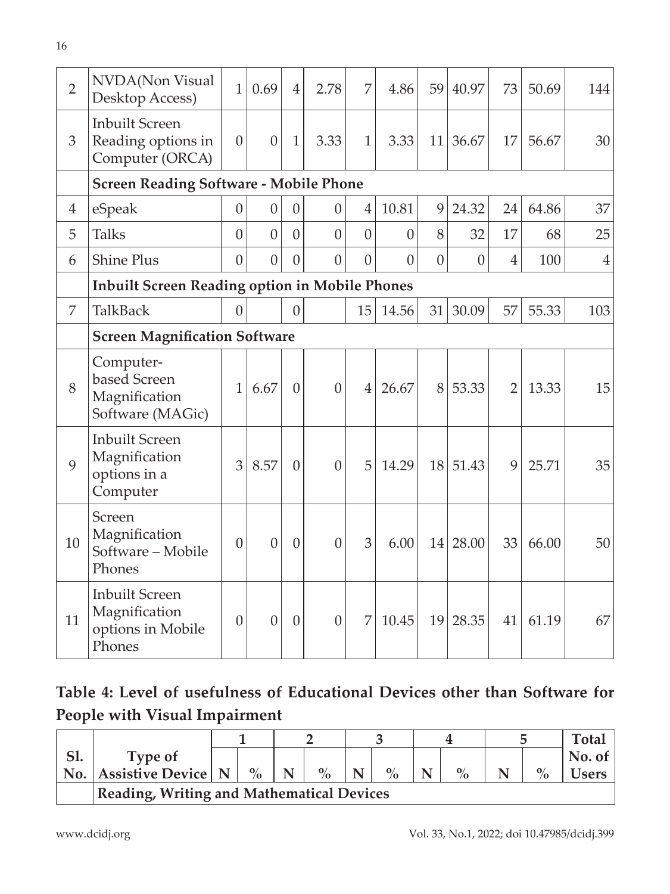| 2 | NVDA(Non Visual Desktop Access) | 1 | 0.69 | 4 | 2.78 | 7 | 4.86 | 59 | 40.97 | 73 | 50.69 | 144 |
|---|---|---|---|---|---|---|---|---|---|---|---|---|
| 3 | Inbuilt Screen Reading options in Computer (ORCA) | 0 | 0 | 1 | 3.33 | 1 | 3.33 | 11 | 36.67 | 17 | 56.67 | 30 |
| | **Screen Reading Software - Mobile Phone** | | | | | | | | | | | |
| 4 | eSpeak | 0 | 0 | 0 | 0 | 4 | 10.81 | 9 | 24.32 | 24 | 64.86 | 37 |
| 5 | Talks | 0 | 0 | 0 | 0 | 0 | 0 | 8 | 32 | 17 | 68 | 25 |
| 6 | Shine Plus | 0 | 0 | 0 | 0 | 0 | 0 | 0 | 0 | 4 | 100 | 4 |
| | **Inbuilt Screen Reading option in Mobile Phones** | | | | | | | | | | | |
| 7 | TalkBack | 0 | | 0 | | 15 | 14.56 | 31 | 30.09 | 57 | 55.33 | 103 |
| | **Screen Magnification Software** | | | | | | | | | | | |
| 8 | Computer-based Screen Magnification Software (MAGic) | 1 | 6.67 | 0 | 0 | 4 | 26.67 | 8 | 53.33 | 2 | 13.33 | 15 |
| 9 | Inbuilt Screen Magnification options in a Computer | 3 | 8.57 | 0 | 0 | 5 | 14.29 | 18 | 51.43 | 9 | 25.71 | 35 |
| 10 | Screen Magnification Software – Mobile Phones | 0 | 0 | 0 | 0 | 3 | 6.00 | 14 | 28.00 | 33 | 66.00 | 50 |
| 11 | Inbuilt Screen Magnification options in Mobile Phones | 0 | 0 | 0 | 0 | 7 | 10.45 | 19 | 28.35 | 41 | 61.19 | 67 |

**Table 4: Level of usefulness of Educational Devices other than Software for People with Visual Impairment**

| Sl. No. | Type of Assistive Device | 1 | | 2 | | 3 | | 4 | | 5 | | Total No. of Users |
|---|---|---|---|---|---|---|---|---|---|---|---|---|
| | | N | % | N | % | N | % | N | % | N | % | |
| | **Reading, Writing and Mathematical Devices** | | | | | | | | | | | |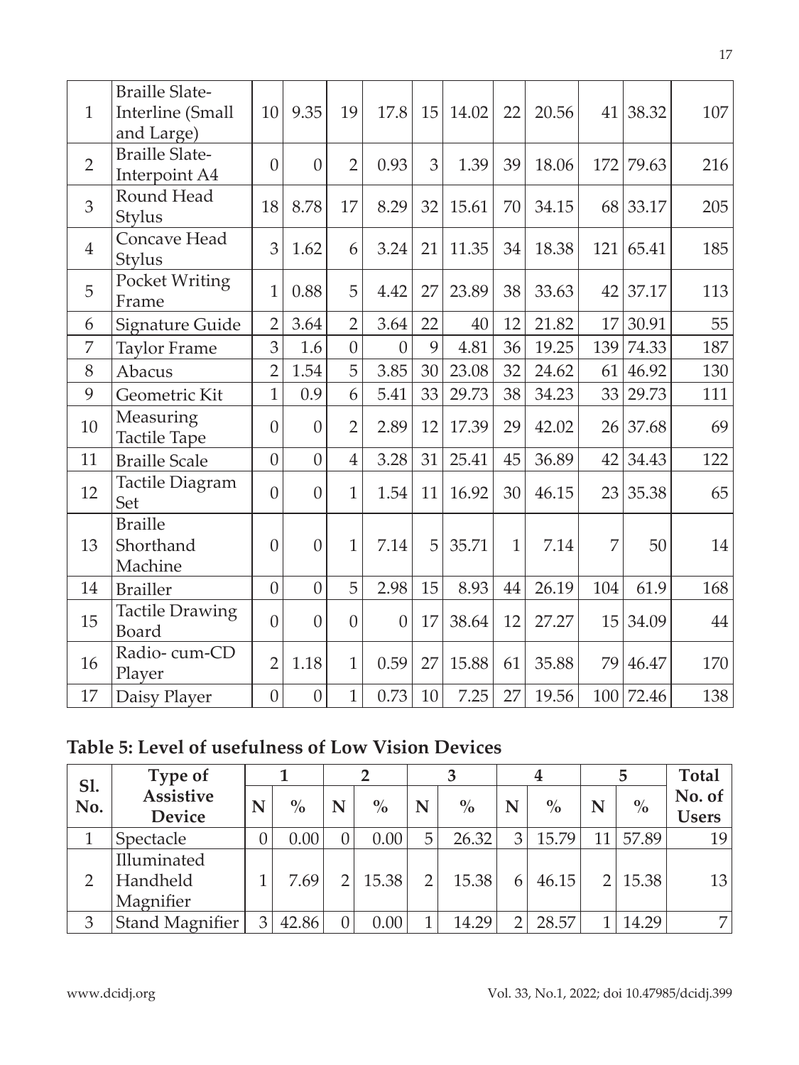| | | | | | | | | | | | | |
|---|---|---|---|---|---|---|---|---|---|---|---|---|
| 1 | Braille Slate-Interline (Small and Large) | 10 | 9.35 | 19 | 17.8 | 15 | 14.02 | 22 | 20.56 | 41 | 38.32 | 107 |
| 2 | Braille Slate-Interpoint A4 | 0 | 0 | 2 | 0.93 | 3 | 1.39 | 39 | 18.06 | 172 | 79.63 | 216 |
| 3 | Round Head Stylus | 18 | 8.78 | 17 | 8.29 | 32 | 15.61 | 70 | 34.15 | 68 | 33.17 | 205 |
| 4 | Concave Head Stylus | 3 | 1.62 | 6 | 3.24 | 21 | 11.35 | 34 | 18.38 | 121 | 65.41 | 185 |
| 5 | Pocket Writing Frame | 1 | 0.88 | 5 | 4.42 | 27 | 23.89 | 38 | 33.63 | 42 | 37.17 | 113 |
| 6 | Signature Guide | 2 | 3.64 | 2 | 3.64 | 22 | 40 | 12 | 21.82 | 17 | 30.91 | 55 |
| 7 | Taylor Frame | 3 | 1.6 | 0 | 0 | 9 | 4.81 | 36 | 19.25 | 139 | 74.33 | 187 |
| 8 | Abacus | 2 | 1.54 | 5 | 3.85 | 30 | 23.08 | 32 | 24.62 | 61 | 46.92 | 130 |
| 9 | Geometric Kit | 1 | 0.9 | 6 | 5.41 | 33 | 29.73 | 38 | 34.23 | 33 | 29.73 | 111 |
| 10 | Measuring Tactile Tape | 0 | 0 | 2 | 2.89 | 12 | 17.39 | 29 | 42.02 | 26 | 37.68 | 69 |
| 11 | Braille Scale | 0 | 0 | 4 | 3.28 | 31 | 25.41 | 45 | 36.89 | 42 | 34.43 | 122 |
| 12 | Tactile Diagram Set | 0 | 0 | 1 | 1.54 | 11 | 16.92 | 30 | 46.15 | 23 | 35.38 | 65 |
| 13 | Braille Shorthand Machine | 0 | 0 | 1 | 7.14 | 5 | 35.71 | 1 | 7.14 | 7 | 50 | 14 |
| 14 | Brailler | 0 | 0 | 5 | 2.98 | 15 | 8.93 | 44 | 26.19 | 104 | 61.9 | 168 |
| 15 | Tactile Drawing Board | 0 | 0 | 0 | 0 | 17 | 38.64 | 12 | 27.27 | 15 | 34.09 | 44 |
| 16 | Radio- cum-CD Player | 2 | 1.18 | 1 | 0.59 | 27 | 15.88 | 61 | 35.88 | 79 | 46.47 | 170 |
| 17 | Daisy Player | 0 | 0 | 1 | 0.73 | 10 | 7.25 | 27 | 19.56 | 100 | 72.46 | 138 |

**Table 5: Level of usefulness of Low Vision Devices**

| Sl. No. | Type of Assistive Device | 1 | | 2 | | 3 | | 4 | | 5 | | Total No. of Users |
|---|---|---|---|---|---|---|---|---|---|---|---|---|
| | | N | % | N | % | N | % | N | % | N | % | |
| 1 | Spectacle | 0 | 0.00 | 0 | 0.00 | 5 | 26.32 | 3 | 15.79 | 11 | 57.89 | 19 |
| 2 | Illuminated Handheld Magnifier | 1 | 7.69 | 2 | 15.38 | 2 | 15.38 | 6 | 46.15 | 2 | 15.38 | 13 |
| 3 | Stand Magnifier | 3 | 42.86 | 0 | 0.00 | 1 | 14.29 | 2 | 28.57 | 1 | 14.29 | 7 |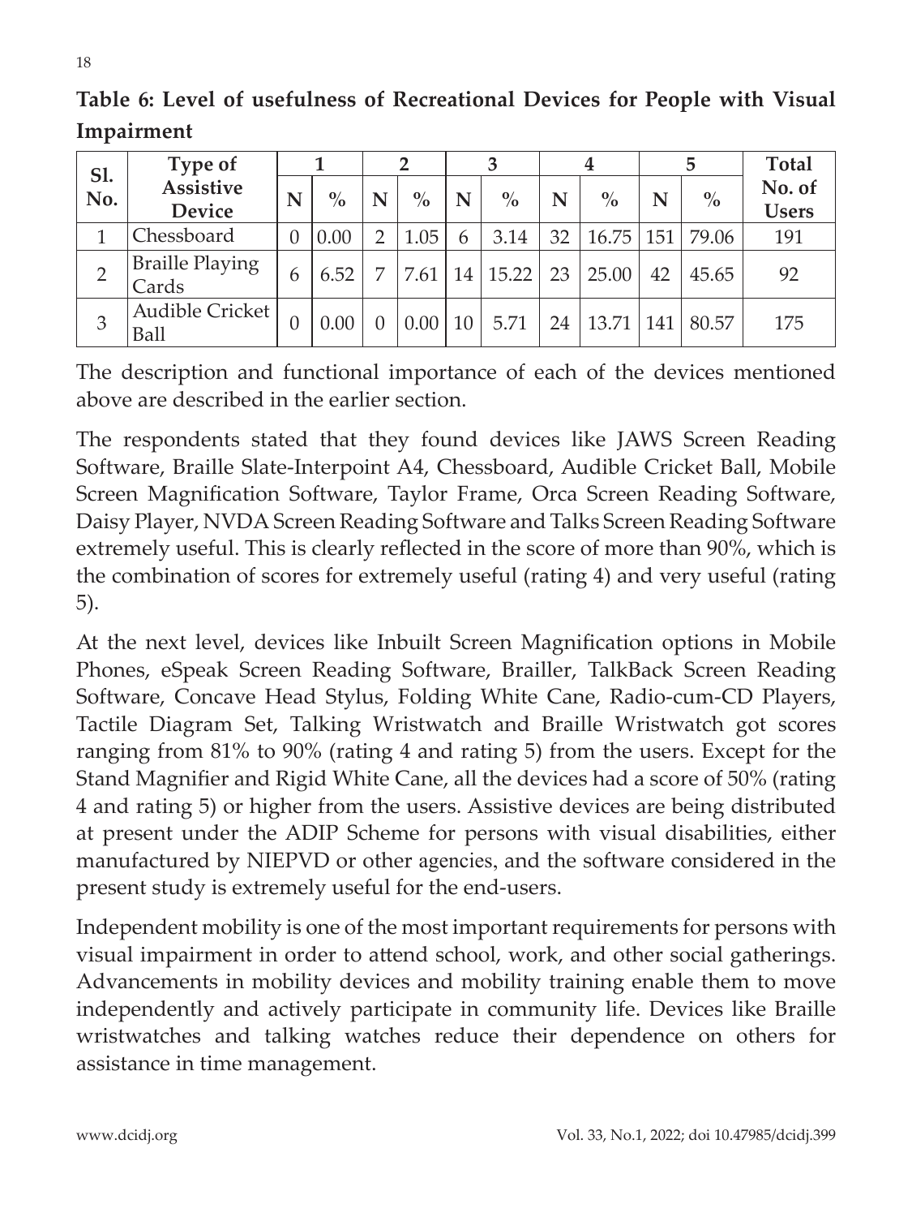**Table 6: Level of usefulness of Recreational Devices for People with Visual Impairment**

| Sl. No. | Type of Assistive Device | 1 | | 2 | | 3 | | 4 | | 5 | | Total No. of Users |
|---|---|---|---|---|---|---|---|---|---|---|---|---|
| | | N | % | N | % | N | % | N | % | N | % | |
| 1 | Chessboard | 0 | 0.00 | 2 | 1.05 | 6 | 3.14 | 32 | 16.75 | 151 | 79.06 | 191 |
| 2 | Braille Playing Cards | 6 | 6.52 | 7 | 7.61 | 14 | 15.22 | 23 | 25.00 | 42 | 45.65 | 92 |
| 3 | Audible Cricket Ball | 0 | 0.00 | 0 | 0.00 | 10 | 5.71 | 24 | 13.71 | 141 | 80.57 | 175 |

The description and functional importance of each of the devices mentioned above are described in the earlier section.

The respondents stated that they found devices like JAWS Screen Reading Software, Braille Slate-Interpoint A4, Chessboard, Audible Cricket Ball, Mobile Screen Magnification Software, Taylor Frame, Orca Screen Reading Software, Daisy Player, NVDA Screen Reading Software and Talks Screen Reading Software extremely useful. This is clearly reflected in the score of more than 90%, which is the combination of scores for extremely useful (rating 4) and very useful (rating 5).

At the next level, devices like Inbuilt Screen Magnification options in Mobile Phones, eSpeak Screen Reading Software, Brailler, TalkBack Screen Reading Software, Concave Head Stylus, Folding White Cane, Radio-cum-CD Players, Tactile Diagram Set, Talking Wristwatch and Braille Wristwatch got scores ranging from 81% to 90% (rating 4 and rating 5) from the users. Except for the Stand Magnifier and Rigid White Cane, all the devices had a score of 50% (rating 4 and rating 5) or higher from the users. Assistive devices are being distributed at present under the ADIP Scheme for persons with visual disabilities, either manufactured by NIEPVD or other agencies, and the software considered in the present study is extremely useful for the end-users.

Independent mobility is one of the most important requirements for persons with visual impairment in order to attend school, work, and other social gatherings. Advancements in mobility devices and mobility training enable them to move independently and actively participate in community life. Devices like Braille wristwatches and talking watches reduce their dependence on others for assistance in time management.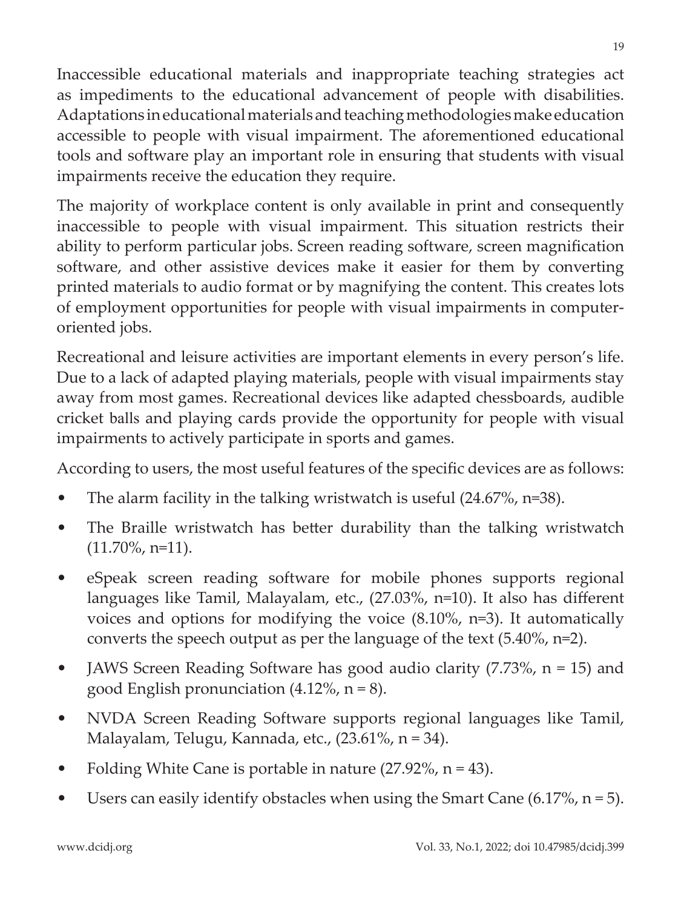Inaccessible educational materials and inappropriate teaching strategies act as impediments to the educational advancement of people with disabilities. Adaptations in educational materials and teaching methodologies make education accessible to people with visual impairment. The aforementioned educational tools and software play an important role in ensuring that students with visual impairments receive the education they require.

The majority of workplace content is only available in print and consequently inaccessible to people with visual impairment. This situation restricts their ability to perform particular jobs. Screen reading software, screen magnification software, and other assistive devices make it easier for them by converting printed materials to audio format or by magnifying the content. This creates lots of employment opportunities for people with visual impairments in computer-oriented jobs.

Recreational and leisure activities are important elements in every person's life. Due to a lack of adapted playing materials, people with visual impairments stay away from most games. Recreational devices like adapted chessboards, audible cricket balls and playing cards provide the opportunity for people with visual impairments to actively participate in sports and games.

According to users, the most useful features of the specific devices are as follows:

- The alarm facility in the talking wristwatch is useful (24.67%, n=38).
- The Braille wristwatch has better durability than the talking wristwatch (11.70%, n=11).
- eSpeak screen reading software for mobile phones supports regional languages like Tamil, Malayalam, etc., (27.03%, n=10). It also has different voices and options for modifying the voice (8.10%, n=3). It automatically converts the speech output as per the language of the text (5.40%, n=2).
- JAWS Screen Reading Software has good audio clarity (7.73%, n = 15) and good English pronunciation (4.12%, n = 8).
- NVDA Screen Reading Software supports regional languages like Tamil, Malayalam, Telugu, Kannada, etc., (23.61%, n = 34).
- Folding White Cane is portable in nature (27.92%, n = 43).
- Users can easily identify obstacles when using the Smart Cane (6.17%, n = 5).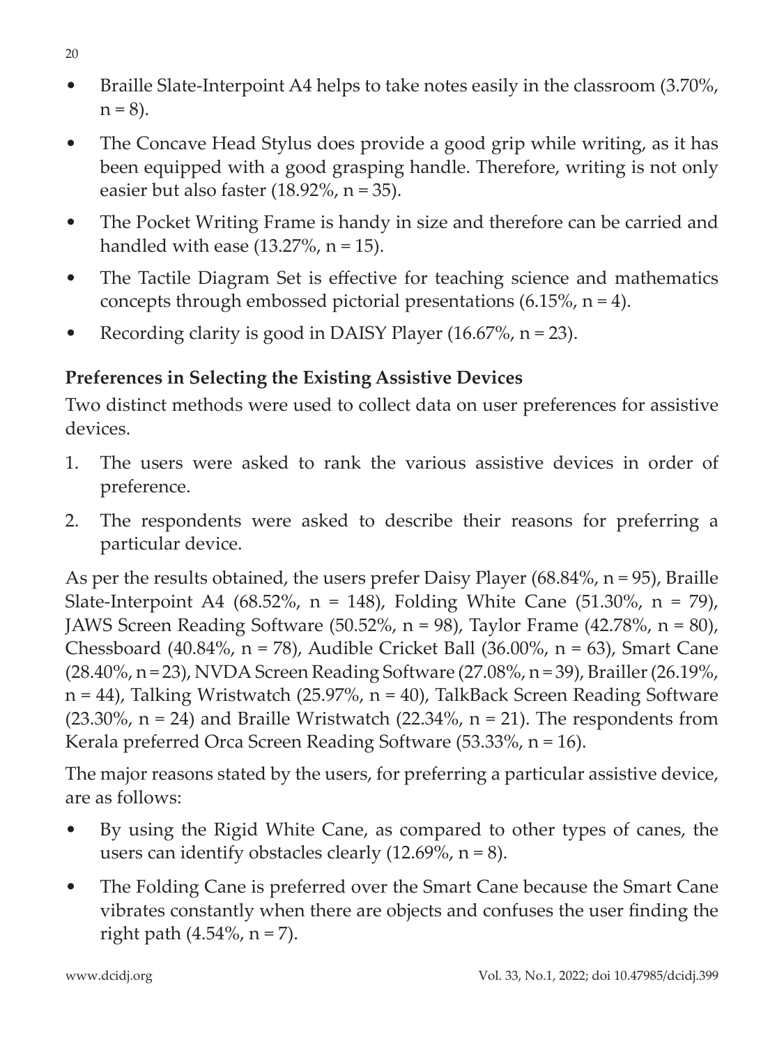- Braille Slate-Interpoint A4 helps to take notes easily in the classroom (3.70%, n = 8).
- The Concave Head Stylus does provide a good grip while writing, as it has been equipped with a good grasping handle. Therefore, writing is not only easier but also faster (18.92%, n = 35).
- The Pocket Writing Frame is handy in size and therefore can be carried and handled with ease (13.27%, n = 15).
- The Tactile Diagram Set is effective for teaching science and mathematics concepts through embossed pictorial presentations (6.15%, n = 4).
- Recording clarity is good in DAISY Player (16.67%, n = 23).

**Preferences in Selecting the Existing Assistive Devices**

Two distinct methods were used to collect data on user preferences for assistive devices.

1. The users were asked to rank the various assistive devices in order of preference.
2. The respondents were asked to describe their reasons for preferring a particular device.

As per the results obtained, the users prefer Daisy Player (68.84%, n = 95), Braille Slate-Interpoint A4 (68.52%, n = 148), Folding White Cane (51.30%, n = 79), JAWS Screen Reading Software (50.52%, n = 98), Taylor Frame (42.78%, n = 80), Chessboard (40.84%, n = 78), Audible Cricket Ball (36.00%, n = 63), Smart Cane (28.40%, n = 23), NVDA Screen Reading Software (27.08%, n = 39), Brailler (26.19%, n = 44), Talking Wristwatch (25.97%, n = 40), TalkBack Screen Reading Software (23.30%, n = 24) and Braille Wristwatch (22.34%, n = 21). The respondents from Kerala preferred Orca Screen Reading Software (53.33%, n = 16).

The major reasons stated by the users, for preferring a particular assistive device, are as follows:

- By using the Rigid White Cane, as compared to other types of canes, the users can identify obstacles clearly (12.69%, n = 8).
- The Folding Cane is preferred over the Smart Cane because the Smart Cane vibrates constantly when there are objects and confuses the user finding the right path (4.54%, n = 7).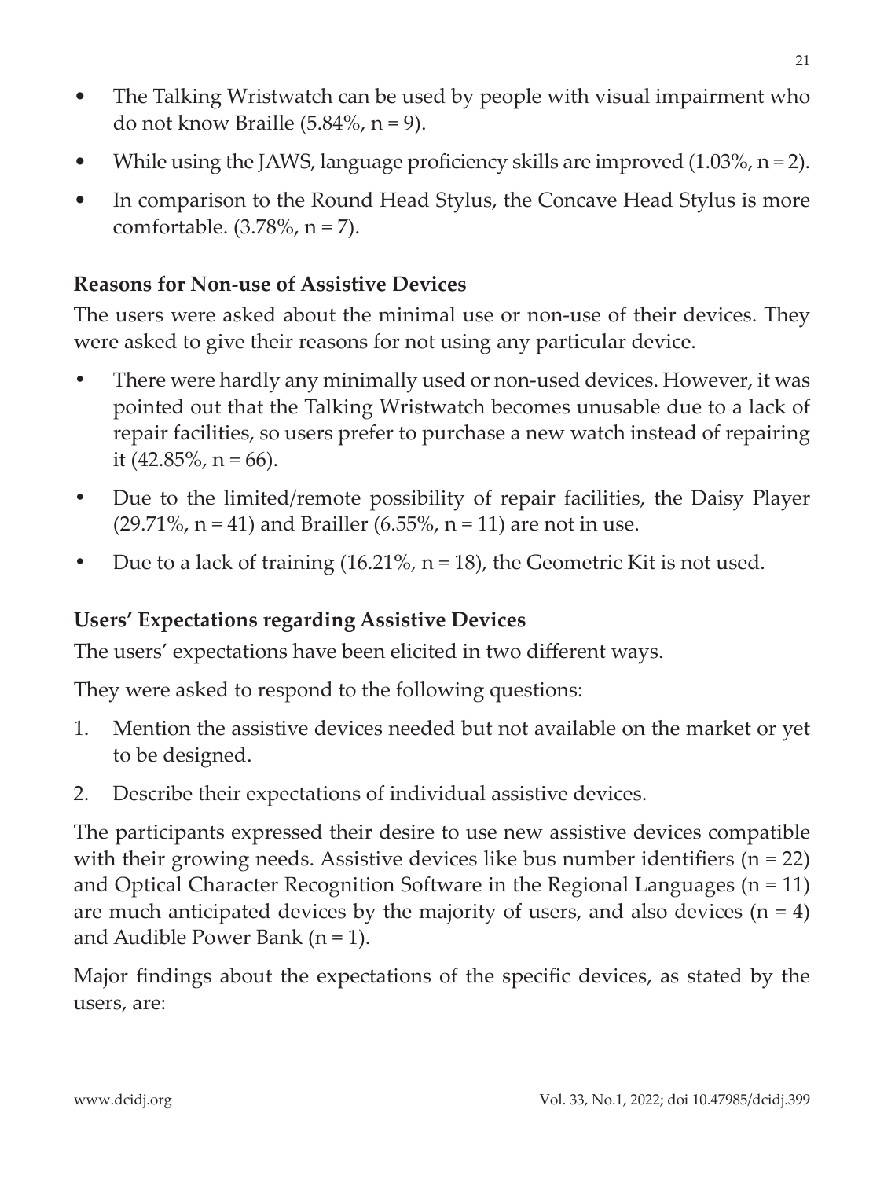- The Talking Wristwatch can be used by people with visual impairment who do not know Braille (5.84%, n = 9).
- While using the JAWS, language proficiency skills are improved (1.03%, n = 2).
- In comparison to the Round Head Stylus, the Concave Head Stylus is more comfortable. (3.78%, n = 7).

**Reasons for Non-use of Assistive Devices**

The users were asked about the minimal use or non-use of their devices. They were asked to give their reasons for not using any particular device.

- There were hardly any minimally used or non-used devices. However, it was pointed out that the Talking Wristwatch becomes unusable due to a lack of repair facilities, so users prefer to purchase a new watch instead of repairing it (42.85%, n = 66).
- Due to the limited/remote possibility of repair facilities, the Daisy Player (29.71%, n = 41) and Brailler (6.55%, n = 11) are not in use.
- Due to a lack of training (16.21%, n = 18), the Geometric Kit is not used.

**Users' Expectations regarding Assistive Devices**

The users' expectations have been elicited in two different ways.

They were asked to respond to the following questions:

1. Mention the assistive devices needed but not available on the market or yet to be designed.
2. Describe their expectations of individual assistive devices.

The participants expressed their desire to use new assistive devices compatible with their growing needs. Assistive devices like bus number identifiers (n = 22) and Optical Character Recognition Software in the Regional Languages (n = 11) are much anticipated devices by the majority of users, and also devices (n = 4) and Audible Power Bank (n = 1).

Major findings about the expectations of the specific devices, as stated by the users, are: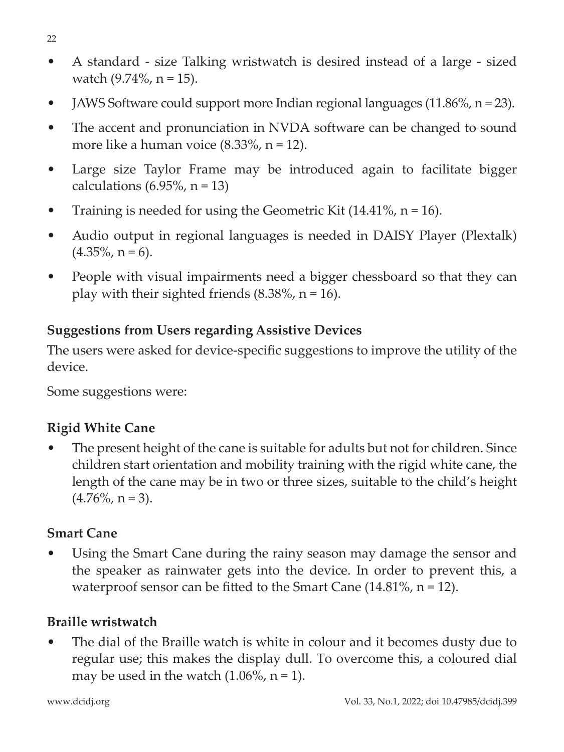- A standard - size Talking wristwatch is desired instead of a large - sized watch (9.74%, n = 15).
- JAWS Software could support more Indian regional languages (11.86%, n = 23).
- The accent and pronunciation in NVDA software can be changed to sound more like a human voice (8.33%, n = 12).
- Large size Taylor Frame may be introduced again to facilitate bigger calculations (6.95%, n = 13)
- Training is needed for using the Geometric Kit (14.41%, n = 16).
- Audio output in regional languages is needed in DAISY Player (Plextalk) (4.35%, n = 6).
- People with visual impairments need a bigger chessboard so that they can play with their sighted friends (8.38%, n = 16).

### Suggestions from Users regarding Assistive Devices

The users were asked for device-specific suggestions to improve the utility of the device.

Some suggestions were:

#### Rigid White Cane

- The present height of the cane is suitable for adults but not for children. Since children start orientation and mobility training with the rigid white cane, the length of the cane may be in two or three sizes, suitable to the child's height (4.76%, n = 3).

#### Smart Cane

- Using the Smart Cane during the rainy season may damage the sensor and the speaker as rainwater gets into the device. In order to prevent this, a waterproof sensor can be fitted to the Smart Cane (14.81%, n = 12).

#### Braille wristwatch

- The dial of the Braille watch is white in colour and it becomes dusty due to regular use; this makes the display dull. To overcome this, a coloured dial may be used in the watch (1.06%, n = 1).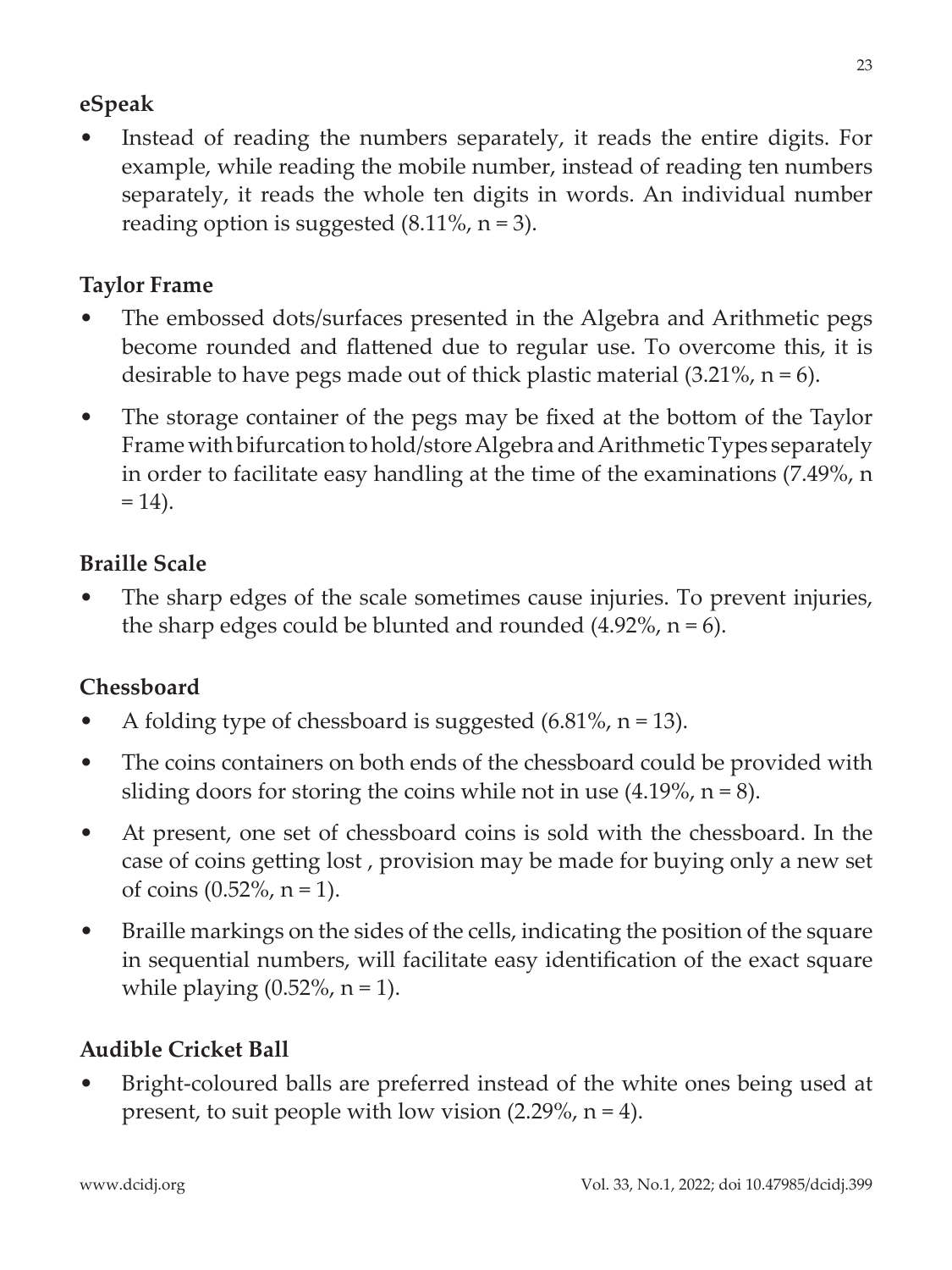**eSpeak**

- Instead of reading the numbers separately, it reads the entire digits. For example, while reading the mobile number, instead of reading ten numbers separately, it reads the whole ten digits in words. An individual number reading option is suggested (8.11%, n = 3).

**Taylor Frame**

- The embossed dots/surfaces presented in the Algebra and Arithmetic pegs become rounded and flattened due to regular use. To overcome this, it is desirable to have pegs made out of thick plastic material (3.21%, n = 6).
- The storage container of the pegs may be fixed at the bottom of the Taylor Frame with bifurcation to hold/store Algebra and Arithmetic Types separately in order to facilitate easy handling at the time of the examinations (7.49%, n = 14).

**Braille Scale**

- The sharp edges of the scale sometimes cause injuries. To prevent injuries, the sharp edges could be blunted and rounded (4.92%, n = 6).

**Chessboard**

- A folding type of chessboard is suggested (6.81%, n = 13).
- The coins containers on both ends of the chessboard could be provided with sliding doors for storing the coins while not in use (4.19%, n = 8).
- At present, one set of chessboard coins is sold with the chessboard. In the case of coins getting lost , provision may be made for buying only a new set of coins (0.52%, n = 1).
- Braille markings on the sides of the cells, indicating the position of the square in sequential numbers, will facilitate easy identification of the exact square while playing (0.52%, n = 1).

**Audible Cricket Ball**

- Bright-coloured balls are preferred instead of the white ones being used at present, to suit people with low vision (2.29%, n = 4).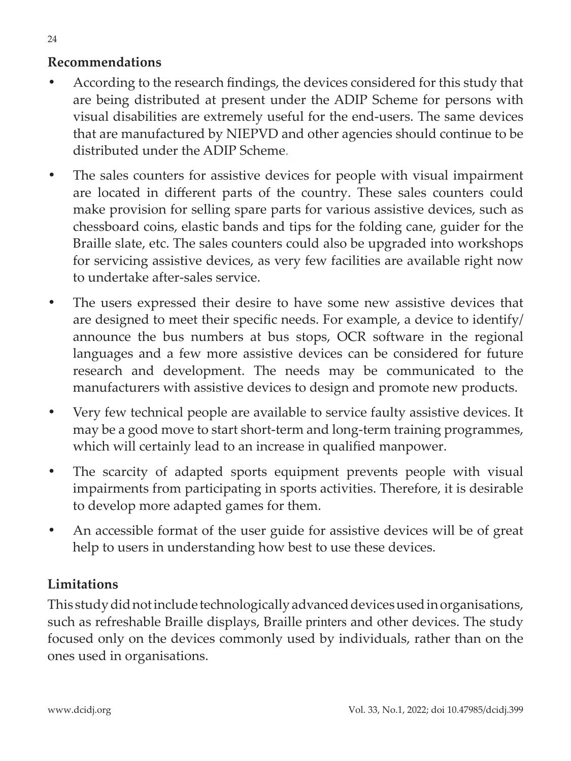**Recommendations**

- According to the research findings, the devices considered for this study that are being distributed at present under the ADIP Scheme for persons with visual disabilities are extremely useful for the end-users. The same devices that are manufactured by NIEPVD and other agencies should continue to be distributed under the ADIP Scheme.
- The sales counters for assistive devices for people with visual impairment are located in different parts of the country. These sales counters could make provision for selling spare parts for various assistive devices, such as chessboard coins, elastic bands and tips for the folding cane, guider for the Braille slate, etc. The sales counters could also be upgraded into workshops for servicing assistive devices, as very few facilities are available right now to undertake after-sales service.
- The users expressed their desire to have some new assistive devices that are designed to meet their specific needs. For example, a device to identify/ announce the bus numbers at bus stops, OCR software in the regional languages and a few more assistive devices can be considered for future research and development. The needs may be communicated to the manufacturers with assistive devices to design and promote new products.
- Very few technical people are available to service faulty assistive devices. It may be a good move to start short-term and long-term training programmes, which will certainly lead to an increase in qualified manpower.
- The scarcity of adapted sports equipment prevents people with visual impairments from participating in sports activities. Therefore, it is desirable to develop more adapted games for them.
- An accessible format of the user guide for assistive devices will be of great help to users in understanding how best to use these devices.

**Limitations**

This study did not include technologically advanced devices used in organisations, such as refreshable Braille displays, Braille printers and other devices. The study focused only on the devices commonly used by individuals, rather than on the ones used in organisations.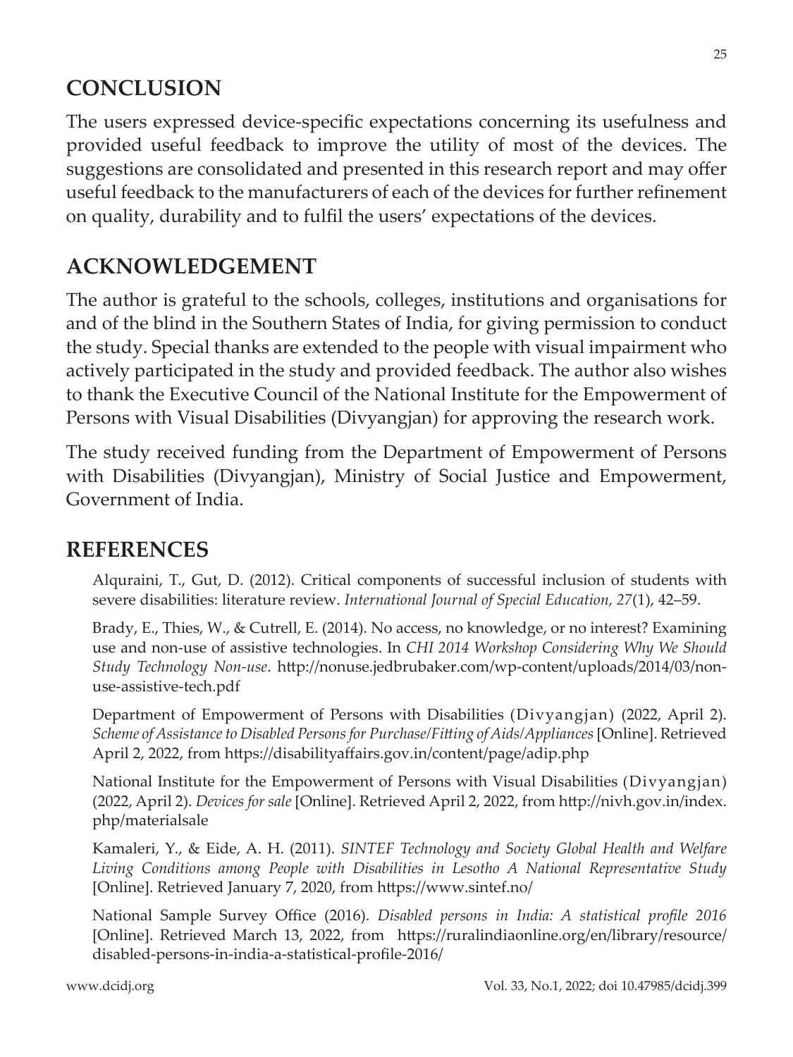## CONCLUSION

The users expressed device-specific expectations concerning its usefulness and provided useful feedback to improve the utility of most of the devices. The suggestions are consolidated and presented in this research report and may offer useful feedback to the manufacturers of each of the devices for further refinement on quality, durability and to fulfil the users' expectations of the devices.

## ACKNOWLEDGEMENT

The author is grateful to the schools, colleges, institutions and organisations for and of the blind in the Southern States of India, for giving permission to conduct the study. Special thanks are extended to the people with visual impairment who actively participated in the study and provided feedback. The author also wishes to thank the Executive Council of the National Institute for the Empowerment of Persons with Visual Disabilities (Divyangjan) for approving the research work.

The study received funding from the Department of Empowerment of Persons with Disabilities (Divyangjan), Ministry of Social Justice and Empowerment, Government of India.

## REFERENCES

Alquraini, T., Gut, D. (2012). Critical components of successful inclusion of students with severe disabilities: literature review. *International Journal of Special Education, 27*(1), 42–59.

Brady, E., Thies, W., & Cutrell, E. (2014). No access, no knowledge, or no interest? Examining use and non-use of assistive technologies. In *CHI 2014 Workshop Considering Why We Should Study Technology Non-use*. http://nonuse.jedbrubaker.com/wp-content/uploads/2014/03/non-use-assistive-tech.pdf

Department of Empowerment of Persons with Disabilities (Divyangjan) (2022, April 2). *Scheme of Assistance to Disabled Persons for Purchase/Fitting of Aids/Appliances* [Online]. Retrieved April 2, 2022, from https://disabilityaffairs.gov.in/content/page/adip.php

National Institute for the Empowerment of Persons with Visual Disabilities (Divyangjan) (2022, April 2). *Devices for sale* [Online]. Retrieved April 2, 2022, from http://nivh.gov.in/index.php/materialsale

Kamaleri, Y., & Eide, A. H. (2011). *SINTEF Technology and Society Global Health and Welfare Living Conditions among People with Disabilities in Lesotho A National Representative Study* [Online]. Retrieved January 7, 2020, from https://www.sintef.no/

National Sample Survey Office (2016). *Disabled persons in India: A statistical profile 2016* [Online]. Retrieved March 13, 2022, from https://ruralindiaonline.org/en/library/resource/disabled-persons-in-india-a-statistical-profile-2016/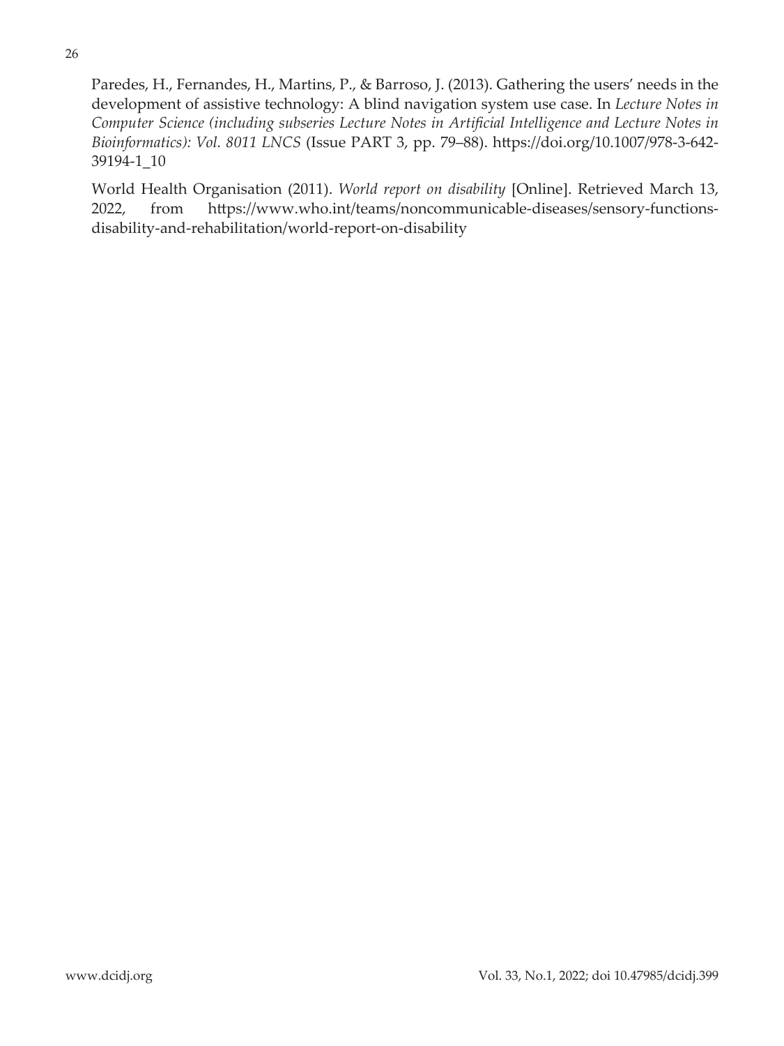Paredes, H., Fernandes, H., Martins, P., & Barroso, J. (2013). Gathering the users' needs in the development of assistive technology: A blind navigation system use case. In *Lecture Notes in Computer Science (including subseries Lecture Notes in Artificial Intelligence and Lecture Notes in Bioinformatics): Vol. 8011 LNCS* (Issue PART 3, pp. 79–88). https://doi.org/10.1007/978-3-642-39194-1_10

World Health Organisation (2011). *World report on disability* [Online]. Retrieved March 13, 2022, from https://www.who.int/teams/noncommunicable-diseases/sensory-functions-disability-and-rehabilitation/world-report-on-disability